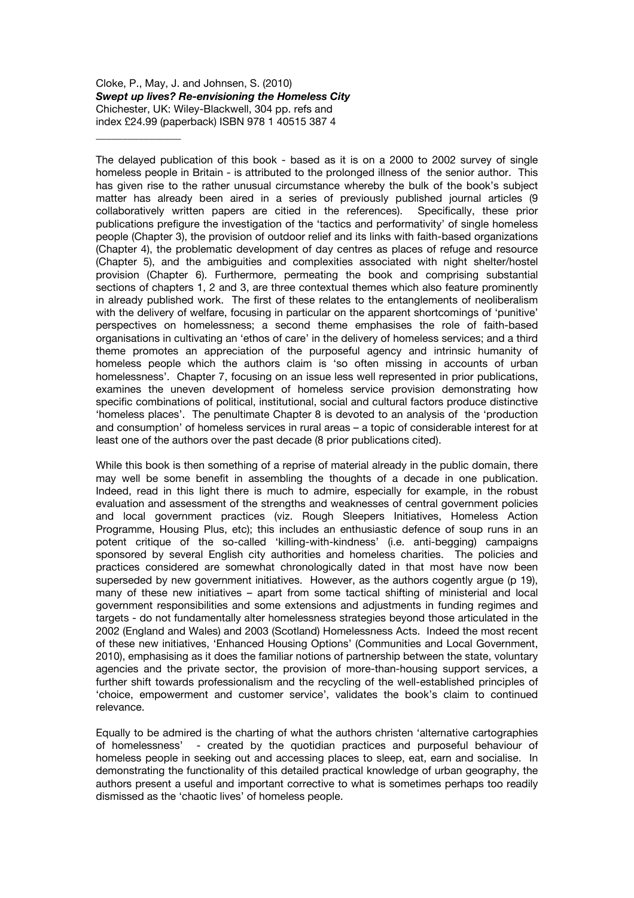Cloke, P., May, J. and Johnsen, S. (2010)
***Swept up lives? Re-envisioning the Homeless City***
Chichester, UK: Wiley-Blackwell, 304 pp. refs and
index £24.99 (paperback) ISBN 978 1 40515 387 4

---

The delayed publication of this book - based as it is on a 2000 to 2002 survey of single homeless people in Britain - is attributed to the prolonged illness of the senior author. This has given rise to the rather unusual circumstance whereby the bulk of the book's subject matter has already been aired in a series of previously published journal articles (9 collaboratively written papers are citied in the references). Specifically, these prior publications prefigure the investigation of the 'tactics and performativity' of single homeless people (Chapter 3), the provision of outdoor relief and its links with faith-based organizations (Chapter 4), the problematic development of day centres as places of refuge and resource (Chapter 5), and the ambiguities and complexities associated with night shelter/hostel provision (Chapter 6). Furthermore, permeating the book and comprising substantial sections of chapters 1, 2 and 3, are three contextual themes which also feature prominently in already published work. The first of these relates to the entanglements of neoliberalism with the delivery of welfare, focusing in particular on the apparent shortcomings of 'punitive' perspectives on homelessness; a second theme emphasises the role of faith-based organisations in cultivating an 'ethos of care' in the delivery of homeless services; and a third theme promotes an appreciation of the purposeful agency and intrinsic humanity of homeless people which the authors claim is 'so often missing in accounts of urban homelessness'. Chapter 7, focusing on an issue less well represented in prior publications, examines the uneven development of homeless service provision demonstrating how specific combinations of political, institutional, social and cultural factors produce distinctive 'homeless places'. The penultimate Chapter 8 is devoted to an analysis of the 'production and consumption' of homeless services in rural areas – a topic of considerable interest for at least one of the authors over the past decade (8 prior publications cited).

While this book is then something of a reprise of material already in the public domain, there may well be some benefit in assembling the thoughts of a decade in one publication. Indeed, read in this light there is much to admire, especially for example, in the robust evaluation and assessment of the strengths and weaknesses of central government policies and local government practices (viz. Rough Sleepers Initiatives, Homeless Action Programme, Housing Plus, etc); this includes an enthusiastic defence of soup runs in an potent critique of the so-called 'killing-with-kindness' (i.e. anti-begging) campaigns sponsored by several English city authorities and homeless charities. The policies and practices considered are somewhat chronologically dated in that most have now been superseded by new government initiatives. However, as the authors cogently argue (p 19), many of these new initiatives – apart from some tactical shifting of ministerial and local government responsibilities and some extensions and adjustments in funding regimes and targets - do not fundamentally alter homelessness strategies beyond those articulated in the 2002 (England and Wales) and 2003 (Scotland) Homelessness Acts. Indeed the most recent of these new initiatives, 'Enhanced Housing Options' (Communities and Local Government, 2010), emphasising as it does the familiar notions of partnership between the state, voluntary agencies and the private sector, the provision of more-than-housing support services, a further shift towards professionalism and the recycling of the well-established principles of 'choice, empowerment and customer service', validates the book's claim to continued relevance.

Equally to be admired is the charting of what the authors christen 'alternative cartographies of homelessness' - created by the quotidian practices and purposeful behaviour of homeless people in seeking out and accessing places to sleep, eat, earn and socialise. In demonstrating the functionality of this detailed practical knowledge of urban geography, the authors present a useful and important corrective to what is sometimes perhaps too readily dismissed as the 'chaotic lives' of homeless people.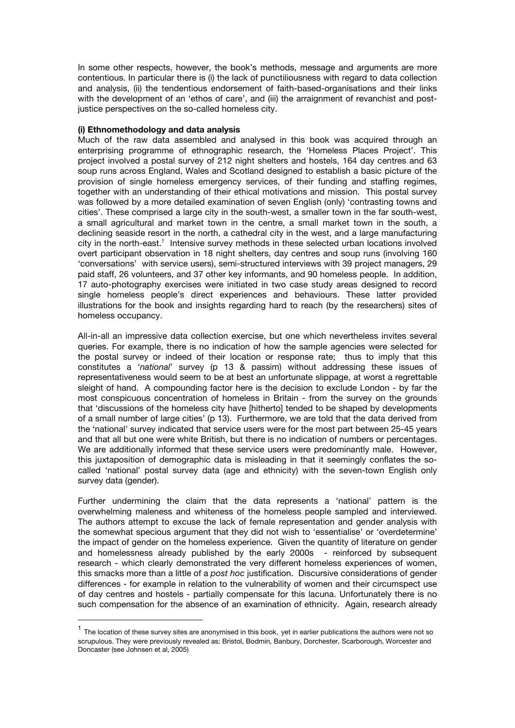In some other respects, however, the book's methods, message and arguments are more contentious. In particular there is (i) the lack of punctiliousness with regard to data collection and analysis, (ii) the tendentious endorsement of faith-based-organisations and their links with the development of an 'ethos of care', and (iii) the arraignment of revanchist and post-justice perspectives on the so-called homeless city.

**(i) Ethnomethodology and data analysis**

Much of the raw data assembled and analysed in this book was acquired through an enterprising programme of ethnographic research, the 'Homeless Places Project'. This project involved a postal survey of 212 night shelters and hostels, 164 day centres and 63 soup runs across England, Wales and Scotland designed to establish a basic picture of the provision of single homeless emergency services, of their funding and staffing regimes, together with an understanding of their ethical motivations and mission. This postal survey was followed by a more detailed examination of seven English (only) 'contrasting towns and cities'. These comprised a large city in the south-west, a smaller town in the far south-west, a small agricultural and market town in the centre, a small market town in the south, a declining seaside resort in the north, a cathedral city in the west, and a large manufacturing city in the north-east.[1] Intensive survey methods in these selected urban locations involved overt participant observation in 18 night shelters, day centres and soup runs (involving 160 'conversations' with service users), semi-structured interviews with 39 project managers, 29 paid staff, 26 volunteers, and 37 other key informants, and 90 homeless people. In addition, 17 auto-photography exercises were initiated in two case study areas designed to record single homeless people's direct experiences and behaviours. These latter provided illustrations for the book and insights regarding hard to reach (by the researchers) sites of homeless occupancy.

All-in-all an impressive data collection exercise, but one which nevertheless invites several queries. For example, there is no indication of how the sample agencies were selected for the postal survey or indeed of their location or response rate; thus to imply that this constitutes a '*national*' survey (p 13 & passim) without addressing these issues of representativeness would seem to be at best an unfortunate slippage, at worst a regrettable sleight of hand. A compounding factor here is the decision to exclude London - by far the most conspicuous concentration of homeless in Britain - from the survey on the grounds that 'discussions of the homeless city have [hitherto] tended to be shaped by developments of a small number of large cities' (p 13). Furthermore, we are told that the data derived from the 'national' survey indicated that service users were for the most part between 25-45 years and that all but one were white British, but there is no indication of numbers or percentages. We are additionally informed that these service users were predominantly male. However, this juxtaposition of demographic data is misleading in that it seemingly conflates the so-called 'national' postal survey data (age and ethnicity) with the seven-town English only survey data (gender).

Further undermining the claim that the data represents a 'national' pattern is the overwhelming maleness and whiteness of the homeless people sampled and interviewed. The authors attempt to excuse the lack of female representation and gender analysis with the somewhat specious argument that they did not wish to 'essentialise' or 'overdetermine' the impact of gender on the homeless experience. Given the quantity of literature on gender and homelessness already published by the early 2000s - reinforced by subsequent research - which clearly demonstrated the very different homeless experiences of women, this smacks more than a little of a *post hoc* justification. Discursive considerations of gender differences - for example in relation to the vulnerability of women and their circumspect use of day centres and hostels - partially compensate for this lacuna. Unfortunately there is no such compensation for the absence of an examination of ethnicity. Again, research already

[1] The location of these survey sites are anonymised in this book, yet in earlier publications the authors were not so scrupulous. They were previously revealed as: Bristol, Bodmin, Banbury, Dorchester, Scarborough, Worcester and Doncaster (see Johnsen et al, 2005)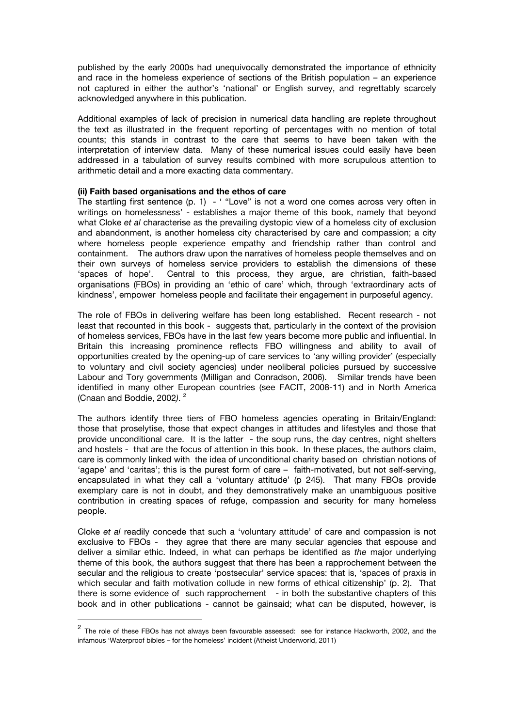published by the early 2000s had unequivocally demonstrated the importance of ethnicity and race in the homeless experience of sections of the British population – an experience not captured in either the author's 'national' or English survey, and regrettably scarcely acknowledged anywhere in this publication.

Additional examples of lack of precision in numerical data handling are replete throughout the text as illustrated in the frequent reporting of percentages with no mention of total counts; this stands in contrast to the care that seems to have been taken with the interpretation of interview data. Many of these numerical issues could easily have been addressed in a tabulation of survey results combined with more scrupulous attention to arithmetic detail and a more exacting data commentary.

**(ii) Faith based organisations and the ethos of care**

The startling first sentence (p. 1) - ' "Love" is not a word one comes across very often in writings on homelessness' - establishes a major theme of this book, namely that beyond what Cloke *et al* characterise as the prevailing dystopic view of a homeless city of exclusion and abandonment, is another homeless city characterised by care and compassion; a city where homeless people experience empathy and friendship rather than control and containment. The authors draw upon the narratives of homeless people themselves and on their own surveys of homeless service providers to establish the dimensions of these 'spaces of hope'. Central to this process, they argue, are christian, faith-based organisations (FBOs) in providing an 'ethic of care' which, through 'extraordinary acts of kindness', empower homeless people and facilitate their engagement in purposeful agency.

The role of FBOs in delivering welfare has been long established. Recent research - not least that recounted in this book - suggests that, particularly in the context of the provision of homeless services, FBOs have in the last few years become more public and influential. In Britain this increasing prominence reflects FBO willingness and ability to avail of opportunities created by the opening-up of care services to 'any willing provider' (especially to voluntary and civil society agencies) under neoliberal policies pursued by successive Labour and Tory governments (Milligan and Conradson, 2006). Similar trends have been identified in many other European countries (see FACIT, 2008-11) and in North America (Cnaan and Boddie, 2002*)*. [2]

The authors identify three tiers of FBO homeless agencies operating in Britain/England: those that proselytise, those that expect changes in attitudes and lifestyles and those that provide unconditional care. It is the latter - the soup runs, the day centres, night shelters and hostels - that are the focus of attention in this book. In these places, the authors claim, care is commonly linked with the idea of unconditional charity based on christian notions of 'agape' and 'caritas'; this is the purest form of care – faith-motivated, but not self-serving, encapsulated in what they call a 'voluntary attitude' (p 245). That many FBOs provide exemplary care is not in doubt, and they demonstratively make an unambiguous positive contribution in creating spaces of refuge, compassion and security for many homeless people.

Cloke *et al* readily concede that such a 'voluntary attitude' of care and compassion is not exclusive to FBOs - they agree that there are many secular agencies that espouse and deliver a similar ethic. Indeed, in what can perhaps be identified as *the* major underlying theme of this book, the authors suggest that there has been a rapprochement between the secular and the religious to create 'postsecular' service spaces: that is, 'spaces of praxis in which secular and faith motivation collude in new forms of ethical citizenship' (p. 2). That there is some evidence of such rapprochement - in both the substantive chapters of this book and in other publications - cannot be gainsaid; what can be disputed, however, is

[2] The role of these FBOs has not always been favourable assessed: see for instance Hackworth, 2002, and the infamous 'Waterproof bibles – for the homeless' incident (Atheist Underworld, 2011)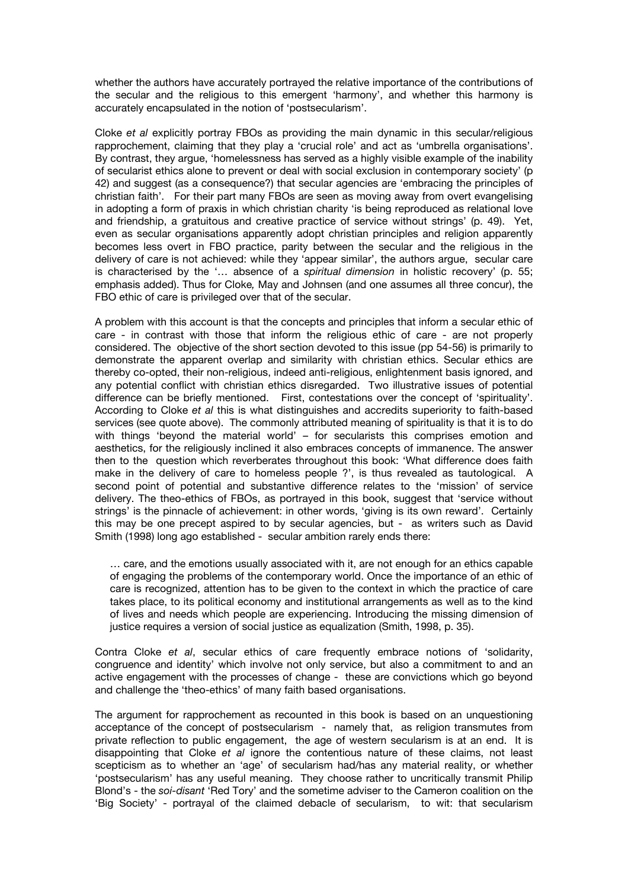whether the authors have accurately portrayed the relative importance of the contributions of the secular and the religious to this emergent 'harmony', and whether this harmony is accurately encapsulated in the notion of 'postsecularism'.

Cloke *et al* explicitly portray FBOs as providing the main dynamic in this secular/religious rapprochement, claiming that they play a 'crucial role' and act as 'umbrella organisations'. By contrast, they argue, 'homelessness has served as a highly visible example of the inability of secularist ethics alone to prevent or deal with social exclusion in contemporary society' (p 42) and suggest (as a consequence?) that secular agencies are 'embracing the principles of christian faith'. For their part many FBOs are seen as moving away from overt evangelising in adopting a form of praxis in which christian charity 'is being reproduced as relational love and friendship, a gratuitous and creative practice of service without strings' (p. 49). Yet, even as secular organisations apparently adopt christian principles and religion apparently becomes less overt in FBO practice, parity between the secular and the religious in the delivery of care is not achieved: while they 'appear similar', the authors argue, secular care is characterised by the '… absence of a *spiritual dimension* in holistic recovery' (p. 55; emphasis added). Thus for Cloke*,* May and Johnsen (and one assumes all three concur), the FBO ethic of care is privileged over that of the secular.

A problem with this account is that the concepts and principles that inform a secular ethic of care - in contrast with those that inform the religious ethic of care - are not properly considered. The objective of the short section devoted to this issue (pp 54-56) is primarily to demonstrate the apparent overlap and similarity with christian ethics. Secular ethics are thereby co-opted, their non-religious, indeed anti-religious, enlightenment basis ignored, and any potential conflict with christian ethics disregarded. Two illustrative issues of potential difference can be briefly mentioned. First, contestations over the concept of 'spirituality'. According to Cloke *et al* this is what distinguishes and accredits superiority to faith-based services (see quote above). The commonly attributed meaning of spirituality is that it is to do with things 'beyond the material world' – for secularists this comprises emotion and aesthetics, for the religiously inclined it also embraces concepts of immanence. The answer then to the question which reverberates throughout this book: 'What difference does faith make in the delivery of care to homeless people ?', is thus revealed as tautological. A second point of potential and substantive difference relates to the 'mission' of service delivery. The theo-ethics of FBOs, as portrayed in this book, suggest that 'service without strings' is the pinnacle of achievement: in other words, 'giving is its own reward'. Certainly this may be one precept aspired to by secular agencies, but - as writers such as David Smith (1998) long ago established - secular ambition rarely ends there:

> … care, and the emotions usually associated with it, are not enough for an ethics capable of engaging the problems of the contemporary world. Once the importance of an ethic of care is recognized, attention has to be given to the context in which the practice of care takes place, to its political economy and institutional arrangements as well as to the kind of lives and needs which people are experiencing. Introducing the missing dimension of justice requires a version of social justice as equalization (Smith, 1998, p. 35).

Contra Cloke *et al*, secular ethics of care frequently embrace notions of 'solidarity, congruence and identity' which involve not only service, but also a commitment to and an active engagement with the processes of change - these are convictions which go beyond and challenge the 'theo-ethics' of many faith based organisations.

The argument for rapprochement as recounted in this book is based on an unquestioning acceptance of the concept of postsecularism - namely that, as religion transmutes from private reflection to public engagement, the age of western secularism is at an end. It is disappointing that Cloke *et al* ignore the contentious nature of these claims, not least scepticism as to whether an 'age' of secularism had/has any material reality, or whether 'postsecularism' has any useful meaning. They choose rather to uncritically transmit Philip Blond's - the *soi-disant* 'Red Tory' and the sometime adviser to the Cameron coalition on the 'Big Society' - portrayal of the claimed debacle of secularism, to wit: that secularism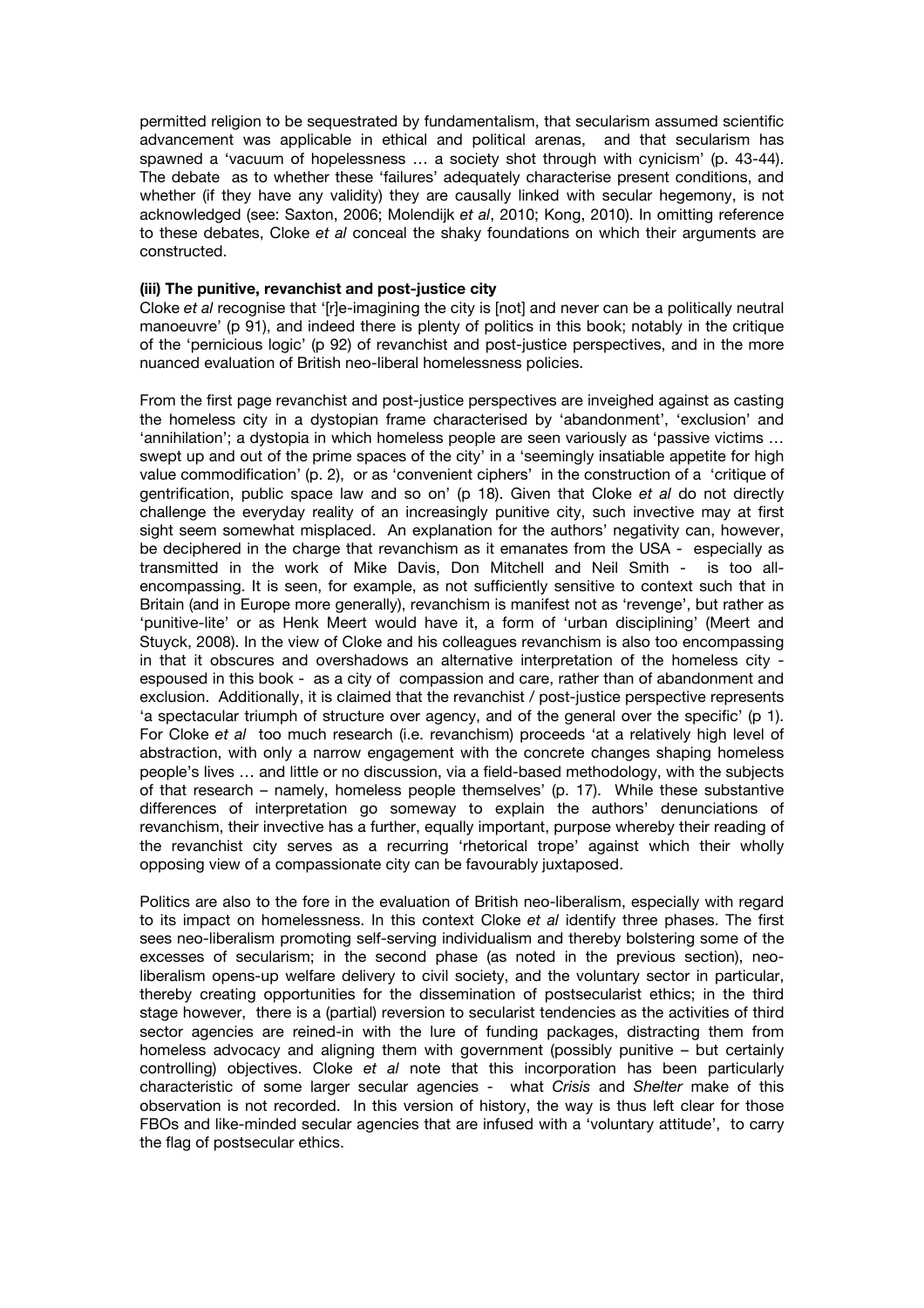permitted religion to be sequestrated by fundamentalism, that secularism assumed scientific advancement was applicable in ethical and political arenas, and that secularism has spawned a 'vacuum of hopelessness … a society shot through with cynicism' (p. 43-44). The debate as to whether these 'failures' adequately characterise present conditions, and whether (if they have any validity) they are causally linked with secular hegemony, is not acknowledged (see: Saxton, 2006; Molendijk *et al*, 2010; Kong, 2010). In omitting reference to these debates, Cloke *et al* conceal the shaky foundations on which their arguments are constructed.

**(iii) The punitive, revanchist and post-justice city**

Cloke *et al* recognise that '[r]e-imagining the city is [not] and never can be a politically neutral manoeuvre' (p 91), and indeed there is plenty of politics in this book; notably in the critique of the 'pernicious logic' (p 92) of revanchist and post-justice perspectives, and in the more nuanced evaluation of British neo-liberal homelessness policies.

From the first page revanchist and post-justice perspectives are inveighed against as casting the homeless city in a dystopian frame characterised by 'abandonment', 'exclusion' and 'annihilation'; a dystopia in which homeless people are seen variously as 'passive victims … swept up and out of the prime spaces of the city' in a 'seemingly insatiable appetite for high value commodification' (p. 2), or as 'convenient ciphers' in the construction of a 'critique of gentrification, public space law and so on' (p 18). Given that Cloke *et al* do not directly challenge the everyday reality of an increasingly punitive city, such invective may at first sight seem somewhat misplaced. An explanation for the authors' negativity can, however, be deciphered in the charge that revanchism as it emanates from the USA - especially as transmitted in the work of Mike Davis, Don Mitchell and Neil Smith - is too all-encompassing. It is seen, for example, as not sufficiently sensitive to context such that in Britain (and in Europe more generally), revanchism is manifest not as 'revenge', but rather as 'punitive-lite' or as Henk Meert would have it, a form of 'urban disciplining' (Meert and Stuyck, 2008). In the view of Cloke and his colleagues revanchism is also too encompassing in that it obscures and overshadows an alternative interpretation of the homeless city - espoused in this book - as a city of compassion and care, rather than of abandonment and exclusion. Additionally, it is claimed that the revanchist / post-justice perspective represents 'a spectacular triumph of structure over agency, and of the general over the specific' (p 1). For Cloke *et al* too much research (i.e. revanchism) proceeds 'at a relatively high level of abstraction, with only a narrow engagement with the concrete changes shaping homeless people's lives … and little or no discussion, via a field-based methodology, with the subjects of that research – namely, homeless people themselves' (p. 17). While these substantive differences of interpretation go someway to explain the authors' denunciations of revanchism, their invective has a further, equally important, purpose whereby their reading of the revanchist city serves as a recurring 'rhetorical trope' against which their wholly opposing view of a compassionate city can be favourably juxtaposed.

Politics are also to the fore in the evaluation of British neo-liberalism, especially with regard to its impact on homelessness. In this context Cloke *et al* identify three phases. The first sees neo-liberalism promoting self-serving individualism and thereby bolstering some of the excesses of secularism; in the second phase (as noted in the previous section), neo-liberalism opens-up welfare delivery to civil society, and the voluntary sector in particular, thereby creating opportunities for the dissemination of postsecularist ethics; in the third stage however, there is a (partial) reversion to secularist tendencies as the activities of third sector agencies are reined-in with the lure of funding packages, distracting them from homeless advocacy and aligning them with government (possibly punitive – but certainly controlling) objectives. Cloke *et al* note that this incorporation has been particularly characteristic of some larger secular agencies - what *Crisis* and *Shelter* make of this observation is not recorded. In this version of history, the way is thus left clear for those FBOs and like-minded secular agencies that are infused with a 'voluntary attitude', to carry the flag of postsecular ethics.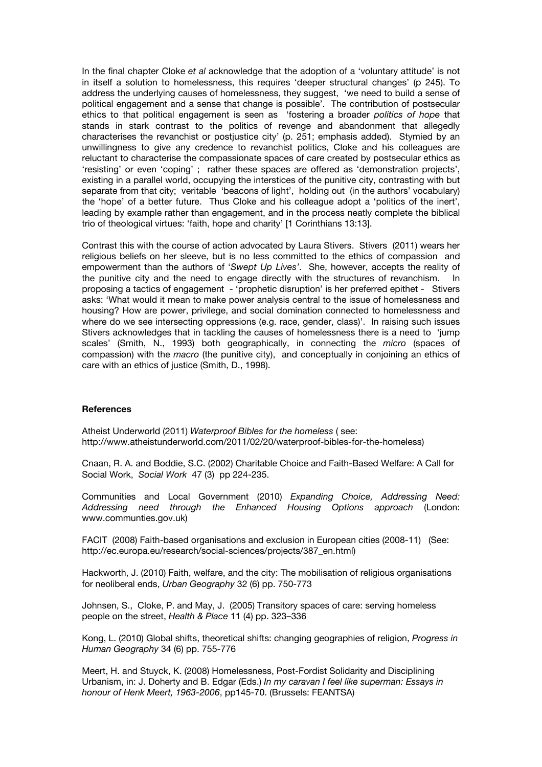In the final chapter Cloke *et al* acknowledge that the adoption of a 'voluntary attitude' is not in itself a solution to homelessness, this requires 'deeper structural changes' (p 245). To address the underlying causes of homelessness, they suggest, 'we need to build a sense of political engagement and a sense that change is possible'. The contribution of postsecular ethics to that political engagement is seen as 'fostering a broader *politics of hope* that stands in stark contrast to the politics of revenge and abandonment that allegedly characterises the revanchist or postjustice city' (p. 251; emphasis added). Stymied by an unwillingness to give any credence to revanchist politics, Cloke and his colleagues are reluctant to characterise the compassionate spaces of care created by postsecular ethics as 'resisting' or even 'coping' ; rather these spaces are offered as 'demonstration projects', existing in a parallel world, occupying the interstices of the punitive city, contrasting with but separate from that city; veritable 'beacons of light', holding out (in the authors' vocabulary) the 'hope' of a better future. Thus Cloke and his colleague adopt a 'politics of the inert', leading by example rather than engagement, and in the process neatly complete the biblical trio of theological virtues: 'faith, hope and charity' [1 Corinthians 13:13].

Contrast this with the course of action advocated by Laura Stivers. Stivers (2011) wears her religious beliefs on her sleeve, but is no less committed to the ethics of compassion and empowerment than the authors of '*Swept Up Lives*'. She, however, accepts the reality of the punitive city and the need to engage directly with the structures of revanchism. In proposing a tactics of engagement - 'prophetic disruption' is her preferred epithet - Stivers asks: 'What would it mean to make power analysis central to the issue of homelessness and housing? How are power, privilege, and social domination connected to homelessness and where do we see intersecting oppressions (e.g. race, gender, class)'. In raising such issues Stivers acknowledges that in tackling the causes of homelessness there is a need to 'jump scales' (Smith, N., 1993) both geographically, in connecting the *micro* (spaces of compassion) with the *macro* (the punitive city), and conceptually in conjoining an ethics of care with an ethics of justice (Smith, D., 1998).

**References**

Atheist Underworld (2011) *Waterproof Bibles for the homeless* ( see: http://www.atheistunderworld.com/2011/02/20/waterproof-bibles-for-the-homeless)

Cnaan, R. A. and Boddie, S.C. (2002) Charitable Choice and Faith-Based Welfare: A Call for Social Work, *Social Work* 47 (3) pp 224-235.

Communities and Local Government (2010) *Expanding Choice, Addressing Need: Addressing need through the Enhanced Housing Options approach* (London: www.communties.gov.uk)

FACIT (2008) Faith-based organisations and exclusion in European cities (2008-11) (See: http://ec.europa.eu/research/social-sciences/projects/387_en.html)

Hackworth, J. (2010) Faith, welfare, and the city: The mobilisation of religious organisations for neoliberal ends, *Urban Geography* 32 (6) pp. 750-773

Johnsen, S., Cloke, P. and May, J. (2005) Transitory spaces of care: serving homeless people on the street, *Health & Place* 11 (4) pp. 323–336

Kong, L. (2010) Global shifts, theoretical shifts: changing geographies of religion, *Progress in Human Geography* 34 (6) pp. 755-776

Meert, H. and Stuyck, K. (2008) Homelessness, Post-Fordist Solidarity and Disciplining Urbanism, in: J. Doherty and B. Edgar (Eds.) *In my caravan I feel like superman: Essays in honour of Henk Meert, 1963-2006*, pp145-70. (Brussels: FEANTSA)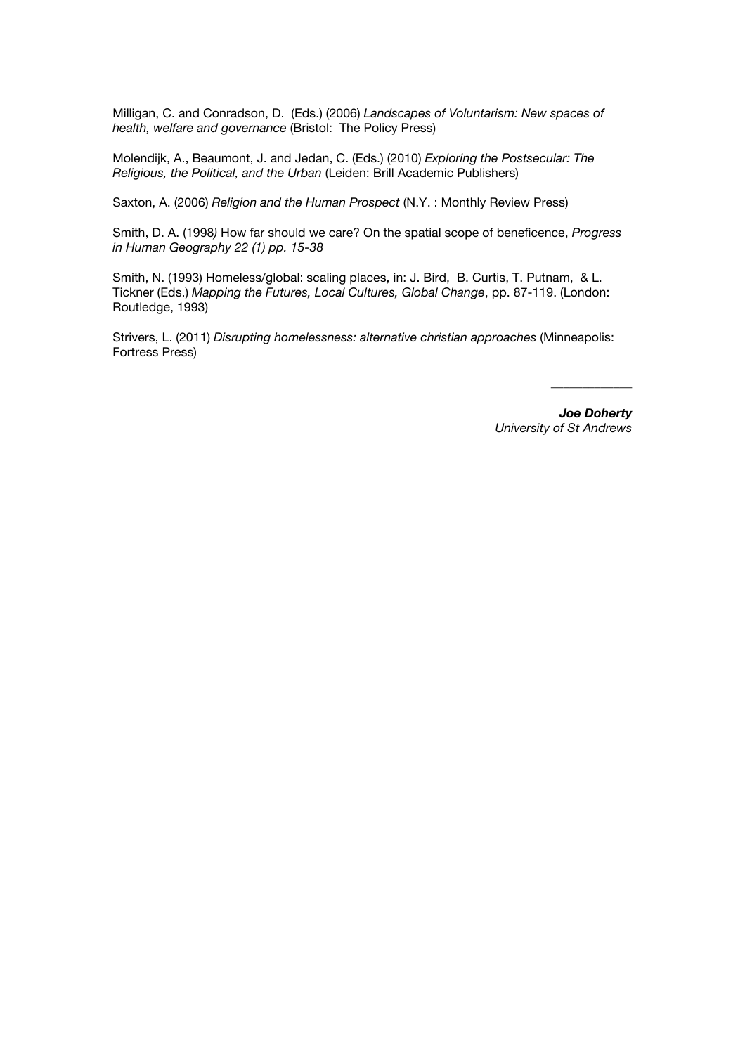Milligan, C. and Conradson, D. (Eds.) (2006) *Landscapes of Voluntarism: New spaces of health, welfare and governance* (Bristol: The Policy Press)

Molendijk, A., Beaumont, J. and Jedan, C. (Eds.) (2010) *Exploring the Postsecular: The Religious, the Political, and the Urban* (Leiden: Brill Academic Publishers)

Saxton, A. (2006) *Religion and the Human Prospect* (N.Y. : Monthly Review Press)

Smith, D. A. (1998*)* How far should we care? On the spatial scope of beneficence, *Progress in Human Geography 22 (1) pp. 15-38*

Smith, N. (1993) Homeless/global: scaling places, in: J. Bird, B. Curtis, T. Putnam, & L. Tickner (Eds.) *Mapping the Futures, Local Cultures, Global Change*, pp. 87-119. (London: Routledge, 1993)

Strivers, L. (2011) *Disrupting homelessness: alternative christian approaches* (Minneapolis: Fortress Press)

---

***Joe Doherty***
*University of St Andrews*